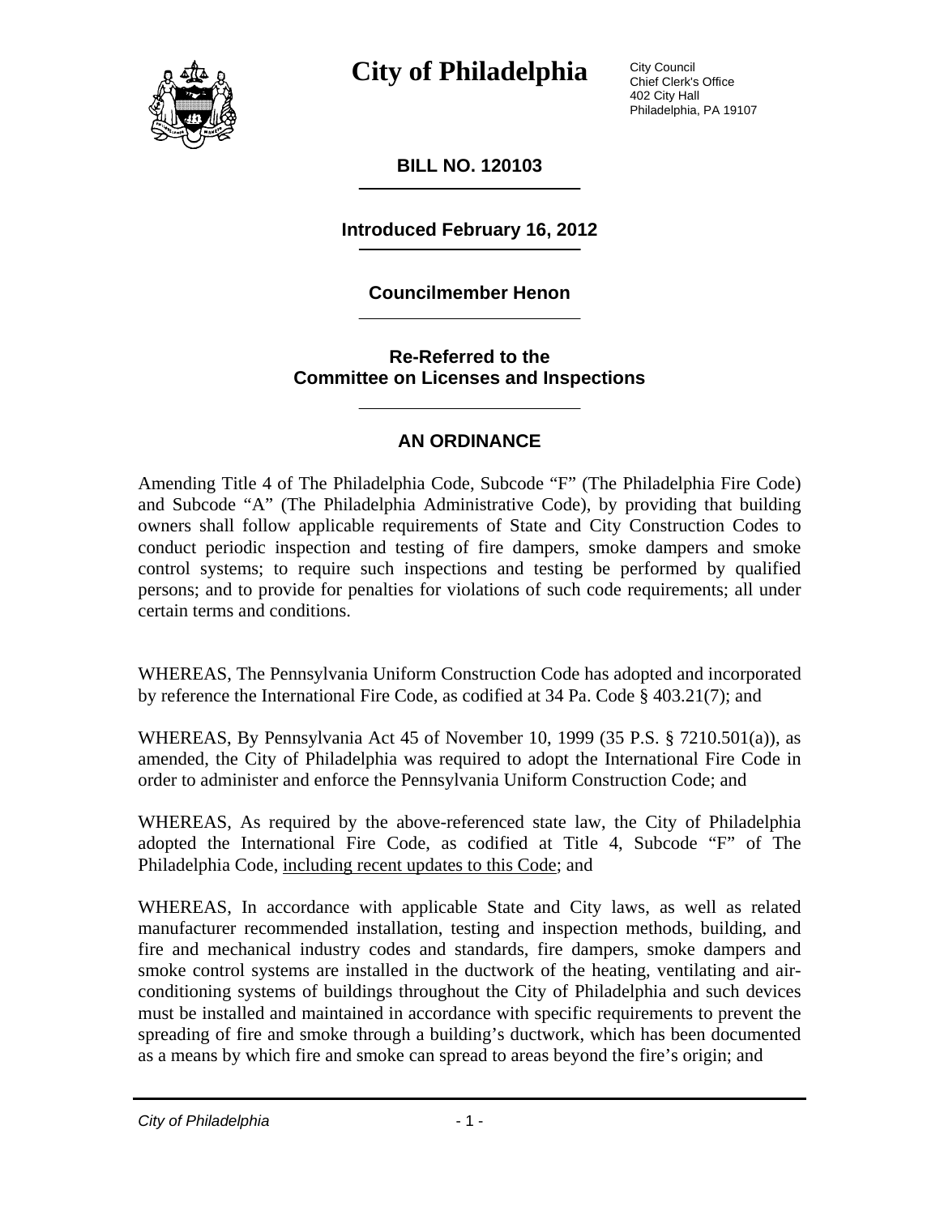# City of Philadelphia

City Council
Chief Clerk's Office
402 City Hall
Philadelphia, PA 19107

## BILL NO. 120103

**Introduced February 16, 2012**

**Councilmember Henon**

**Re-Referred to the**
**Committee on Licenses and Inspections**

## AN ORDINANCE

Amending Title 4 of The Philadelphia Code, Subcode "F" (The Philadelphia Fire Code) and Subcode "A" (The Philadelphia Administrative Code), by providing that building owners shall follow applicable requirements of State and City Construction Codes to conduct periodic inspection and testing of fire dampers, smoke dampers and smoke control systems; to require such inspections and testing be performed by qualified persons; and to provide for penalties for violations of such code requirements; all under certain terms and conditions.

WHEREAS, The Pennsylvania Uniform Construction Code has adopted and incorporated by reference the International Fire Code, as codified at 34 Pa. Code § 403.21(7); and

WHEREAS, By Pennsylvania Act 45 of November 10, 1999 (35 P.S. § 7210.501(a)), as amended, the City of Philadelphia was required to adopt the International Fire Code in order to administer and enforce the Pennsylvania Uniform Construction Code; and

WHEREAS, As required by the above-referenced state law, the City of Philadelphia adopted the International Fire Code, as codified at Title 4, Subcode "F" of The Philadelphia Code, <u>including recent updates to this Code</u>; and

WHEREAS, In accordance with applicable State and City laws, as well as related manufacturer recommended installation, testing and inspection methods, building, and fire and mechanical industry codes and standards, fire dampers, smoke dampers and smoke control systems are installed in the ductwork of the heating, ventilating and air-conditioning systems of buildings throughout the City of Philadelphia and such devices must be installed and maintained in accordance with specific requirements to prevent the spreading of fire and smoke through a building's ductwork, which has been documented as a means by which fire and smoke can spread to areas beyond the fire's origin; and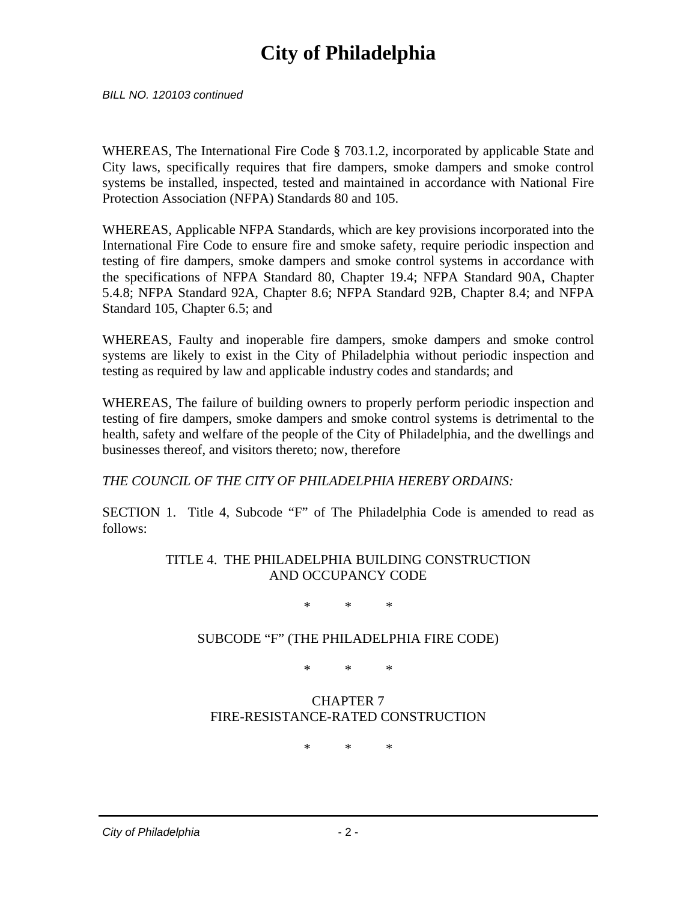WHEREAS, The International Fire Code § 703.1.2, incorporated by applicable State and City laws, specifically requires that fire dampers, smoke dampers and smoke control systems be installed, inspected, tested and maintained in accordance with National Fire Protection Association (NFPA) Standards 80 and 105.

WHEREAS, Applicable NFPA Standards, which are key provisions incorporated into the International Fire Code to ensure fire and smoke safety, require periodic inspection and testing of fire dampers, smoke dampers and smoke control systems in accordance with the specifications of NFPA Standard 80, Chapter 19.4; NFPA Standard 90A, Chapter 5.4.8; NFPA Standard 92A, Chapter 8.6; NFPA Standard 92B, Chapter 8.4; and NFPA Standard 105, Chapter 6.5; and

WHEREAS, Faulty and inoperable fire dampers, smoke dampers and smoke control systems are likely to exist in the City of Philadelphia without periodic inspection and testing as required by law and applicable industry codes and standards; and

WHEREAS, The failure of building owners to properly perform periodic inspection and testing of fire dampers, smoke dampers and smoke control systems is detrimental to the health, safety and welfare of the people of the City of Philadelphia, and the dwellings and businesses thereof, and visitors thereto; now, therefore

*THE COUNCIL OF THE CITY OF PHILADELPHIA HEREBY ORDAINS:*

SECTION 1. Title 4, Subcode "F" of The Philadelphia Code is amended to read as follows:

TITLE 4. THE PHILADELPHIA BUILDING CONSTRUCTION AND OCCUPANCY CODE

\* \* \*

SUBCODE "F" (THE PHILADELPHIA FIRE CODE)

\* \* \*

CHAPTER 7
FIRE-RESISTANCE-RATED CONSTRUCTION

\* \* \*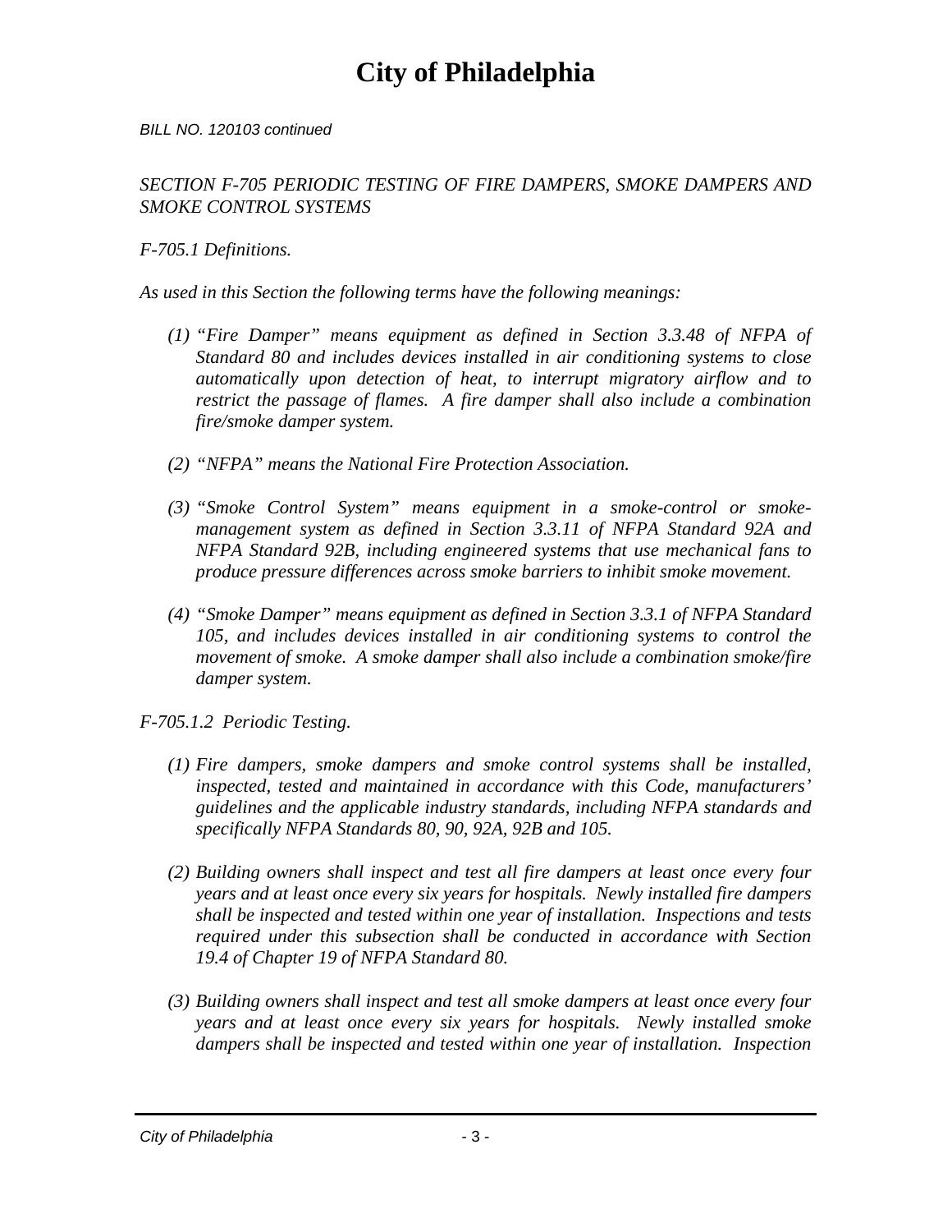*BILL NO. 120103 continued*

*SECTION F-705 PERIODIC TESTING OF FIRE DAMPERS, SMOKE DAMPERS AND SMOKE CONTROL SYSTEMS*

*F-705.1 Definitions.*

*As used in this Section the following terms have the following meanings:*

*(1) "Fire Damper" means equipment as defined in Section 3.3.48 of NFPA of Standard 80 and includes devices installed in air conditioning systems to close automatically upon detection of heat, to interrupt migratory airflow and to restrict the passage of flames. A fire damper shall also include a combination fire/smoke damper system.*

*(2) "NFPA" means the National Fire Protection Association.*

*(3) "Smoke Control System" means equipment in a smoke-control or smoke-management system as defined in Section 3.3.11 of NFPA Standard 92A and NFPA Standard 92B, including engineered systems that use mechanical fans to produce pressure differences across smoke barriers to inhibit smoke movement.*

*(4) "Smoke Damper" means equipment as defined in Section 3.3.1 of NFPA Standard 105, and includes devices installed in air conditioning systems to control the movement of smoke. A smoke damper shall also include a combination smoke/fire damper system.*

*F-705.1.2 Periodic Testing.*

*(1) Fire dampers, smoke dampers and smoke control systems shall be installed, inspected, tested and maintained in accordance with this Code, manufacturers' guidelines and the applicable industry standards, including NFPA standards and specifically NFPA Standards 80, 90, 92A, 92B and 105.*

*(2) Building owners shall inspect and test all fire dampers at least once every four years and at least once every six years for hospitals. Newly installed fire dampers shall be inspected and tested within one year of installation. Inspections and tests required under this subsection shall be conducted in accordance with Section 19.4 of Chapter 19 of NFPA Standard 80.*

*(3) Building owners shall inspect and test all smoke dampers at least once every four years and at least once every six years for hospitals. Newly installed smoke dampers shall be inspected and tested within one year of installation. Inspection*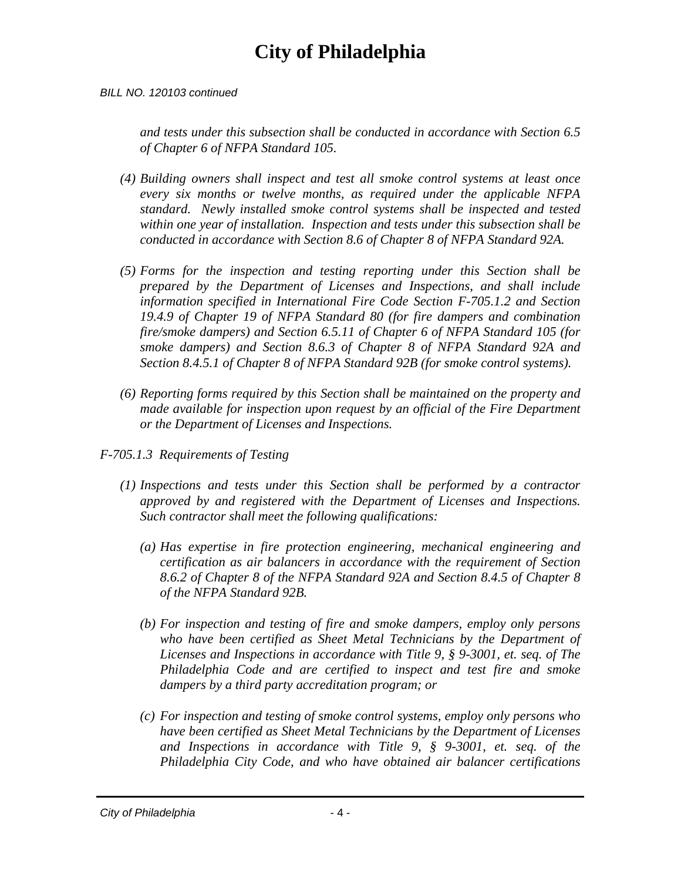*and tests under this subsection shall be conducted in accordance with Section 6.5 of Chapter 6 of NFPA Standard 105.*

*(4) Building owners shall inspect and test all smoke control systems at least once every six months or twelve months, as required under the applicable NFPA standard. Newly installed smoke control systems shall be inspected and tested within one year of installation. Inspection and tests under this subsection shall be conducted in accordance with Section 8.6 of Chapter 8 of NFPA Standard 92A.*

*(5) Forms for the inspection and testing reporting under this Section shall be prepared by the Department of Licenses and Inspections, and shall include information specified in International Fire Code Section F-705.1.2 and Section 19.4.9 of Chapter 19 of NFPA Standard 80 (for fire dampers and combination fire/smoke dampers) and Section 6.5.11 of Chapter 6 of NFPA Standard 105 (for smoke dampers) and Section 8.6.3 of Chapter 8 of NFPA Standard 92A and Section 8.4.5.1 of Chapter 8 of NFPA Standard 92B (for smoke control systems).*

*(6) Reporting forms required by this Section shall be maintained on the property and made available for inspection upon request by an official of the Fire Department or the Department of Licenses and Inspections.*

*F-705.1.3 Requirements of Testing*

*(1) Inspections and tests under this Section shall be performed by a contractor approved by and registered with the Department of Licenses and Inspections. Such contractor shall meet the following qualifications:*

*(a) Has expertise in fire protection engineering, mechanical engineering and certification as air balancers in accordance with the requirement of Section 8.6.2 of Chapter 8 of the NFPA Standard 92A and Section 8.4.5 of Chapter 8 of the NFPA Standard 92B.*

*(b) For inspection and testing of fire and smoke dampers, employ only persons who have been certified as Sheet Metal Technicians by the Department of Licenses and Inspections in accordance with Title 9, § 9-3001, et. seq. of The Philadelphia Code and are certified to inspect and test fire and smoke dampers by a third party accreditation program; or*

*(c) For inspection and testing of smoke control systems, employ only persons who have been certified as Sheet Metal Technicians by the Department of Licenses and Inspections in accordance with Title 9, § 9-3001, et. seq. of the Philadelphia City Code, and who have obtained air balancer certifications*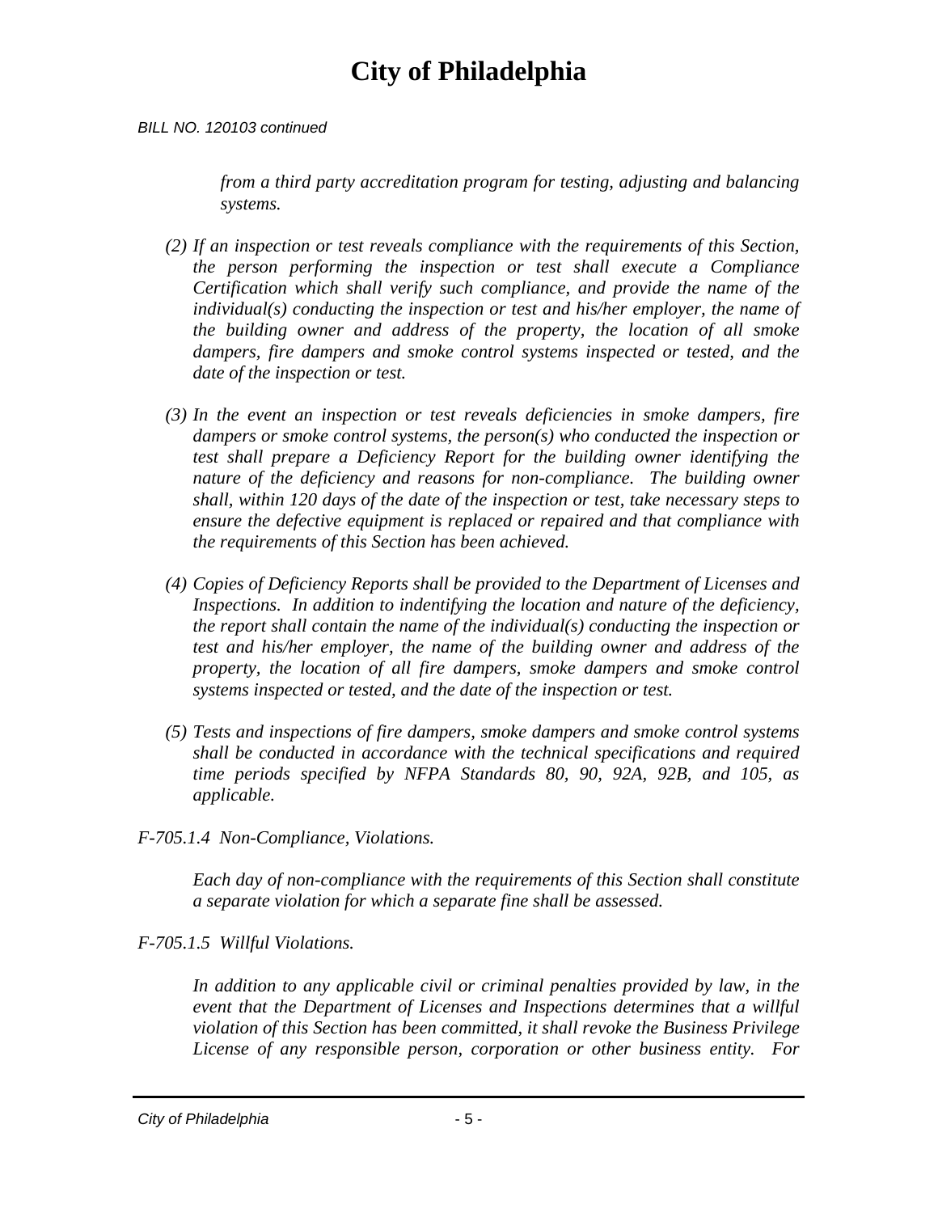*from a third party accreditation program for testing, adjusting and balancing systems.*

*(2) If an inspection or test reveals compliance with the requirements of this Section, the person performing the inspection or test shall execute a Compliance Certification which shall verify such compliance, and provide the name of the individual(s) conducting the inspection or test and his/her employer, the name of the building owner and address of the property, the location of all smoke dampers, fire dampers and smoke control systems inspected or tested, and the date of the inspection or test.*

*(3) In the event an inspection or test reveals deficiencies in smoke dampers, fire dampers or smoke control systems, the person(s) who conducted the inspection or test shall prepare a Deficiency Report for the building owner identifying the nature of the deficiency and reasons for non-compliance. The building owner shall, within 120 days of the date of the inspection or test, take necessary steps to ensure the defective equipment is replaced or repaired and that compliance with the requirements of this Section has been achieved.*

*(4) Copies of Deficiency Reports shall be provided to the Department of Licenses and Inspections. In addition to indentifying the location and nature of the deficiency, the report shall contain the name of the individual(s) conducting the inspection or test and his/her employer, the name of the building owner and address of the property, the location of all fire dampers, smoke dampers and smoke control systems inspected or tested, and the date of the inspection or test.*

*(5) Tests and inspections of fire dampers, smoke dampers and smoke control systems shall be conducted in accordance with the technical specifications and required time periods specified by NFPA Standards 80, 90, 92A, 92B, and 105, as applicable.*

*F-705.1.4 Non-Compliance, Violations.*

*Each day of non-compliance with the requirements of this Section shall constitute a separate violation for which a separate fine shall be assessed.*

*F-705.1.5 Willful Violations.*

*In addition to any applicable civil or criminal penalties provided by law, in the event that the Department of Licenses and Inspections determines that a willful violation of this Section has been committed, it shall revoke the Business Privilege License of any responsible person, corporation or other business entity. For*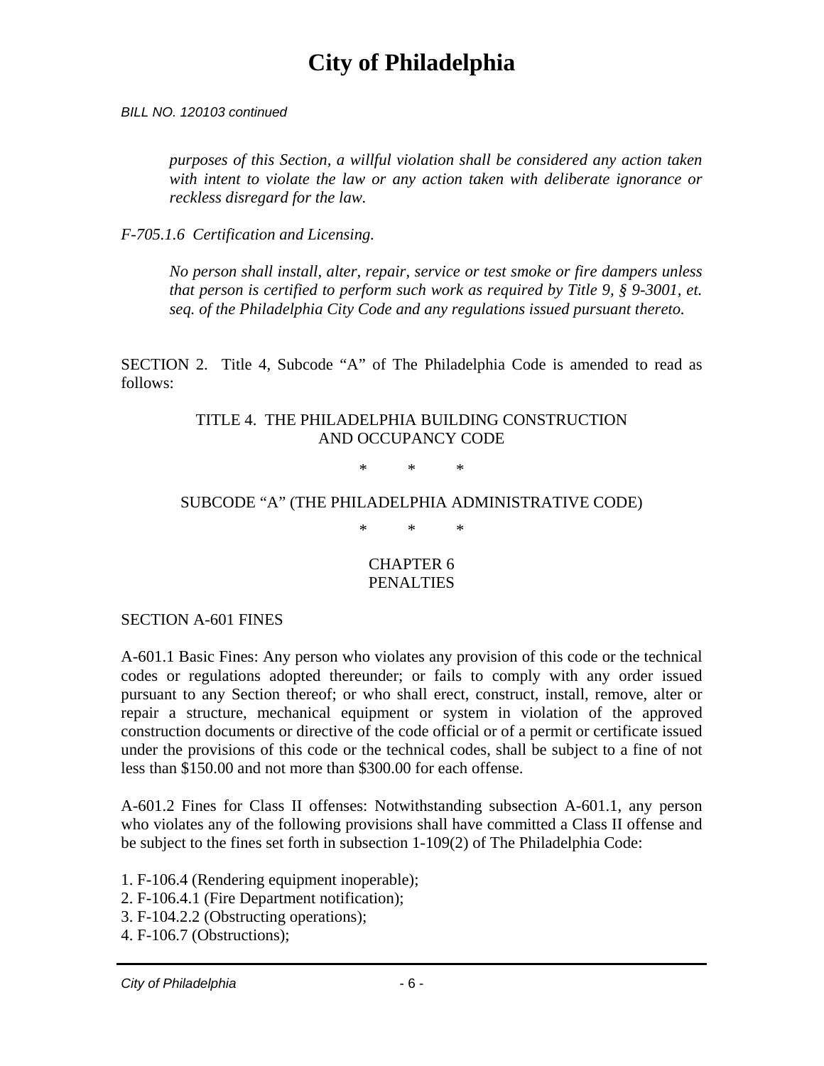*purposes of this Section, a willful violation shall be considered any action taken with intent to violate the law or any action taken with deliberate ignorance or reckless disregard for the law.*

*F-705.1.6 Certification and Licensing.*

*No person shall install, alter, repair, service or test smoke or fire dampers unless that person is certified to perform such work as required by Title 9, § 9-3001, et. seq. of the Philadelphia City Code and any regulations issued pursuant thereto.*

SECTION 2. Title 4, Subcode "A" of The Philadelphia Code is amended to read as follows:

TITLE 4. THE PHILADELPHIA BUILDING CONSTRUCTION AND OCCUPANCY CODE

\* \* \*

SUBCODE "A" (THE PHILADELPHIA ADMINISTRATIVE CODE)

\* \* \*

CHAPTER 6
PENALTIES

SECTION A-601 FINES

A-601.1 Basic Fines: Any person who violates any provision of this code or the technical codes or regulations adopted thereunder; or fails to comply with any order issued pursuant to any Section thereof; or who shall erect, construct, install, remove, alter or repair a structure, mechanical equipment or system in violation of the approved construction documents or directive of the code official or of a permit or certificate issued under the provisions of this code or the technical codes, shall be subject to a fine of not less than $150.00 and not more than $300.00 for each offense.

A-601.2 Fines for Class II offenses: Notwithstanding subsection A-601.1, any person who violates any of the following provisions shall have committed a Class II offense and be subject to the fines set forth in subsection 1-109(2) of The Philadelphia Code:

1. F-106.4 (Rendering equipment inoperable);
2. F-106.4.1 (Fire Department notification);
3. F-104.2.2 (Obstructing operations);
4. F-106.7 (Obstructions);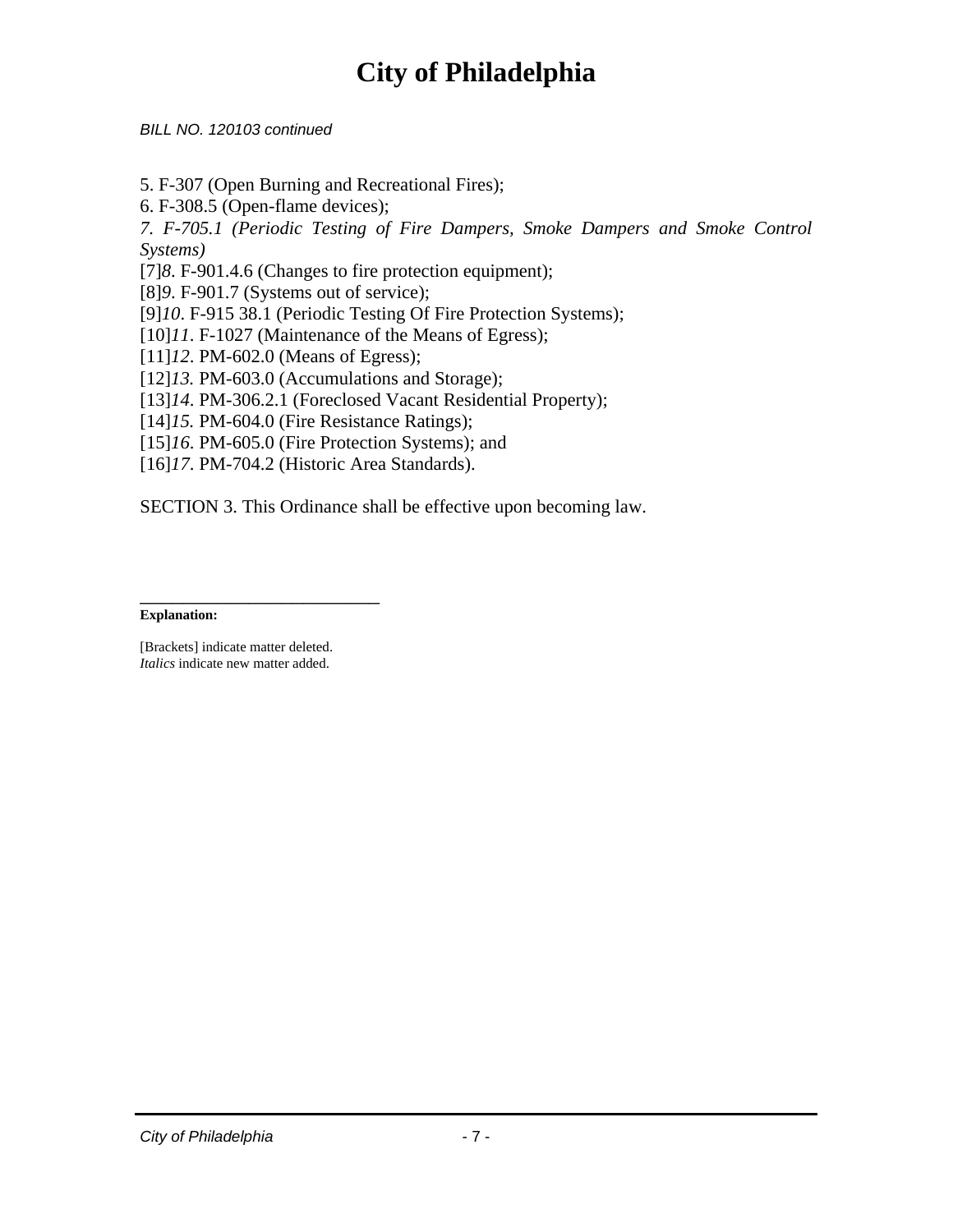5. F-307 (Open Burning and Recreational Fires);
6. F-308.5 (Open-flame devices);
*7. F-705.1 (Periodic Testing of Fire Dampers, Smoke Dampers and Smoke Control Systems)*
[7]*8*. F-901.4.6 (Changes to fire protection equipment);
[8]*9*. F-901.7 (Systems out of service);
[9]*10*. F-915 38.1 (Periodic Testing Of Fire Protection Systems);
[10]*11*. F-1027 (Maintenance of the Means of Egress);
[11]*12*. PM-602.0 (Means of Egress);
[12]*13*. PM-603.0 (Accumulations and Storage);
[13]*14*. PM-306.2.1 (Foreclosed Vacant Residential Property);
[14]*15*. PM-604.0 (Fire Resistance Ratings);
[15]*16*. PM-605.0 (Fire Protection Systems); and
[16]*17*. PM-704.2 (Historic Area Standards).

SECTION 3. This Ordinance shall be effective upon becoming law.

---

**Explanation:**

[Brackets] indicate matter deleted.
*Italics* indicate new matter added.